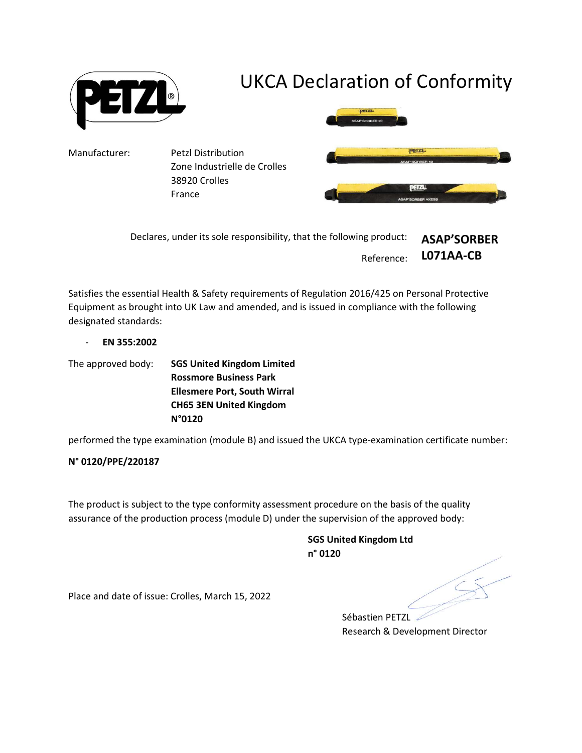# UKCA Declaration of Conformity

Manufacturer: Petzl Distribution
Zone Industrielle de Crolles
38920 Crolles
France

Declares, under its sole responsibility, that the following product: **ASAP'SORBER**

Reference: **L071AA-CB**

Satisfies the essential Health & Safety requirements of Regulation 2016/425 on Personal Protective Equipment as brought into UK Law and amended, and is issued in compliance with the following designated standards:

- **EN 355:2002**

The approved body: **SGS United Kingdom Limited**
**Rossmore Business Park**
**Ellesmere Port, South Wirral**
**CH65 3EN United Kingdom**
**N°0120**

performed the type examination (module B) and issued the UKCA type-examination certificate number:

**N° 0120/PPE/220187**

The product is subject to the type conformity assessment procedure on the basis of the quality assurance of the production process (module D) under the supervision of the approved body:

**SGS United Kingdom Ltd**
**n° 0120**

Place and date of issue: Crolles, March 15, 2022

Sébastien PETZL
Research & Development Director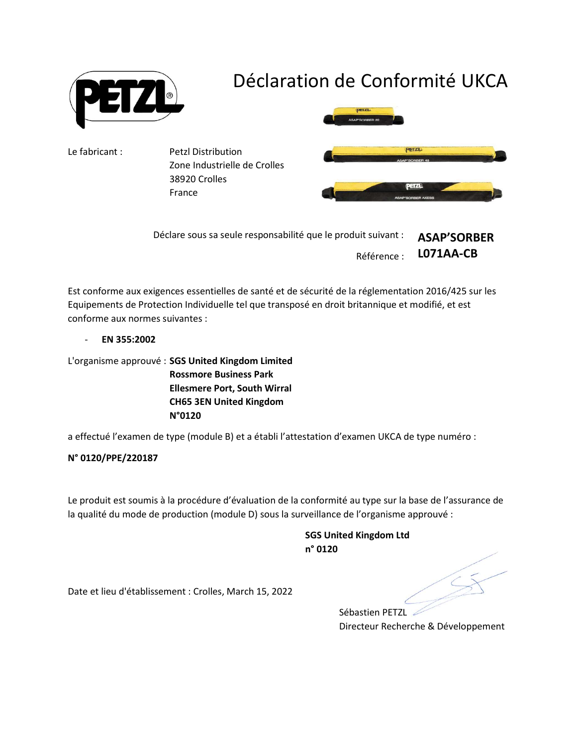# Déclaration de Conformité UKCA

Le fabricant : Petzl Distribution
Zone Industrielle de Crolles
38920 Crolles
France

Déclare sous sa seule responsabilité que le produit suivant : **ASAP'SORBER**

Référence : **L071AA-CB**

Est conforme aux exigences essentielles de santé et de sécurité de la réglementation 2016/425 sur les Equipements de Protection Individuelle tel que transposé en droit britannique et modifié, et est conforme aux normes suivantes :

- **EN 355:2002**

L'organisme approuvé : **SGS United Kingdom Limited**
**Rossmore Business Park**
**Ellesmere Port, South Wirral**
**CH65 3EN United Kingdom**
**N°0120**

a effectué l'examen de type (module B) et a établi l'attestation d'examen UKCA de type numéro :

**N° 0120/PPE/220187**

Le produit est soumis à la procédure d'évaluation de la conformité au type sur la base de l'assurance de la qualité du mode de production (module D) sous la surveillance de l'organisme approuvé :

**SGS United Kingdom Ltd**
**n° 0120**

Date et lieu d'établissement : Crolles, March 15, 2022

Sébastien PETZL
Directeur Recherche & Développement